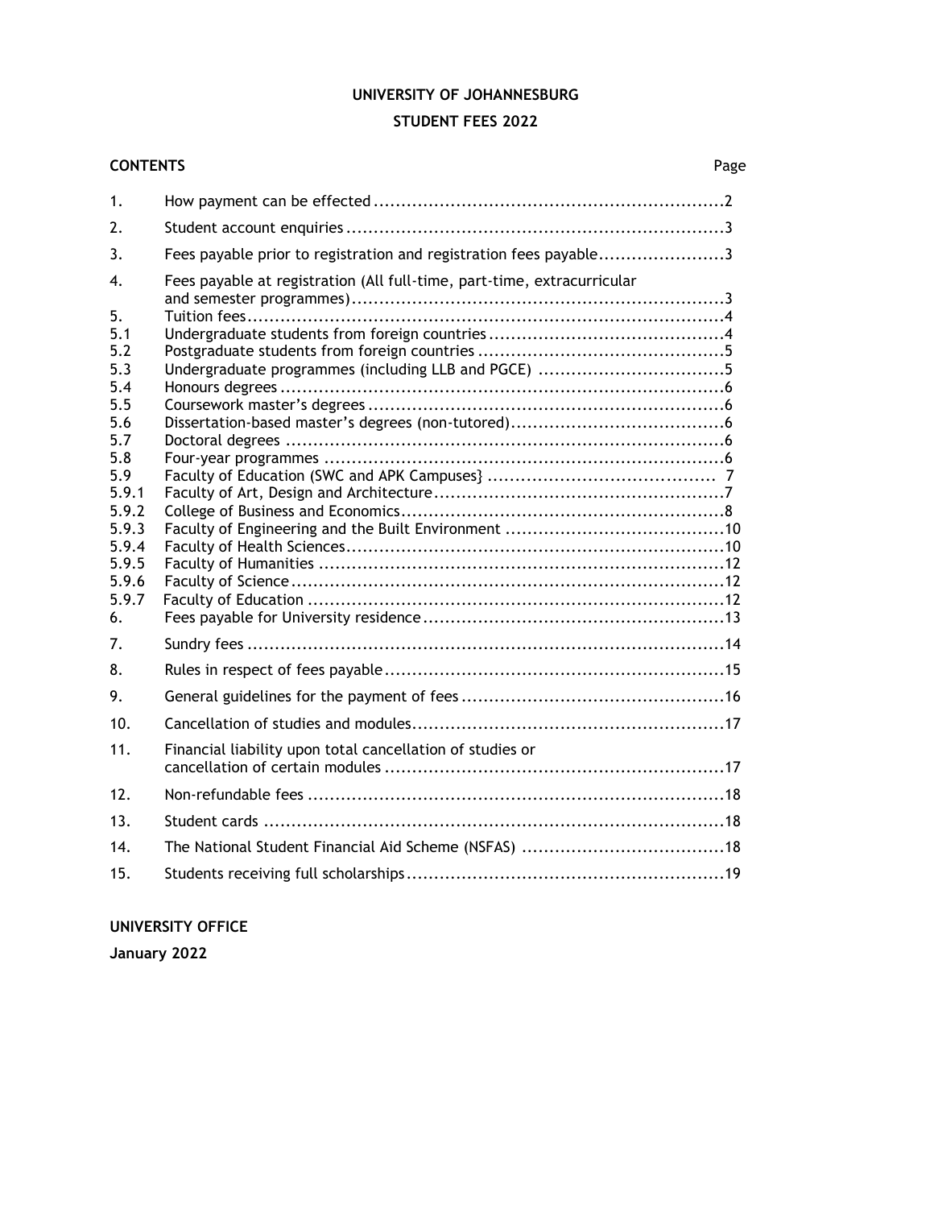# UNIVERSITY OF JOHANNESBURG

## STUDENT FEES 2022

**CONTENTS** Page

| | | |
|---|---|---|
| 1. | How payment can be effected | 2 |
| 2. | Student account enquiries | 3 |
| 3. | Fees payable prior to registration and registration fees payable | 3 |
| 4. | Fees payable at registration (All full-time, part-time, extracurricular and semester programmes) | 3 |
| 5. | Tuition fees | 4 |
| 5.1 | Undergraduate students from foreign countries | 4 |
| 5.2 | Postgraduate students from foreign countries | 5 |
| 5.3 | Undergraduate programmes (including LLB and PGCE) | 5 |
| 5.4 | Honours degrees | 6 |
| 5.5 | Coursework master's degrees | 6 |
| 5.6 | Dissertation-based master's degrees (non-tutored) | 6 |
| 5.7 | Doctoral degrees | 6 |
| 5.8 | Four-year programmes | 6 |
| 5.9 | Faculty of Education (SWC and APK Campuses} | 7 |
| 5.9.1 | Faculty of Art, Design and Architecture | 7 |
| 5.9.2 | College of Business and Economics | 8 |
| 5.9.3 | Faculty of Engineering and the Built Environment | 10 |
| 5.9.4 | Faculty of Health Sciences | 10 |
| 5.9.5 | Faculty of Humanities | 12 |
| 5.9.6 | Faculty of Science | 12 |
| 5.9.7 | Faculty of Education | 12 |
| 6. | Fees payable for University residence | 13 |
| 7. | Sundry fees | 14 |
| 8. | Rules in respect of fees payable | 15 |
| 9. | General guidelines for the payment of fees | 16 |
| 10. | Cancellation of studies and modules | 17 |
| 11. | Financial liability upon total cancellation of studies or cancellation of certain modules | 17 |
| 12. | Non-refundable fees | 18 |
| 13. | Student cards | 18 |
| 14. | The National Student Financial Aid Scheme (NSFAS) | 18 |
| 15. | Students receiving full scholarships | 19 |

**UNIVERSITY OFFICE**

**January 2022**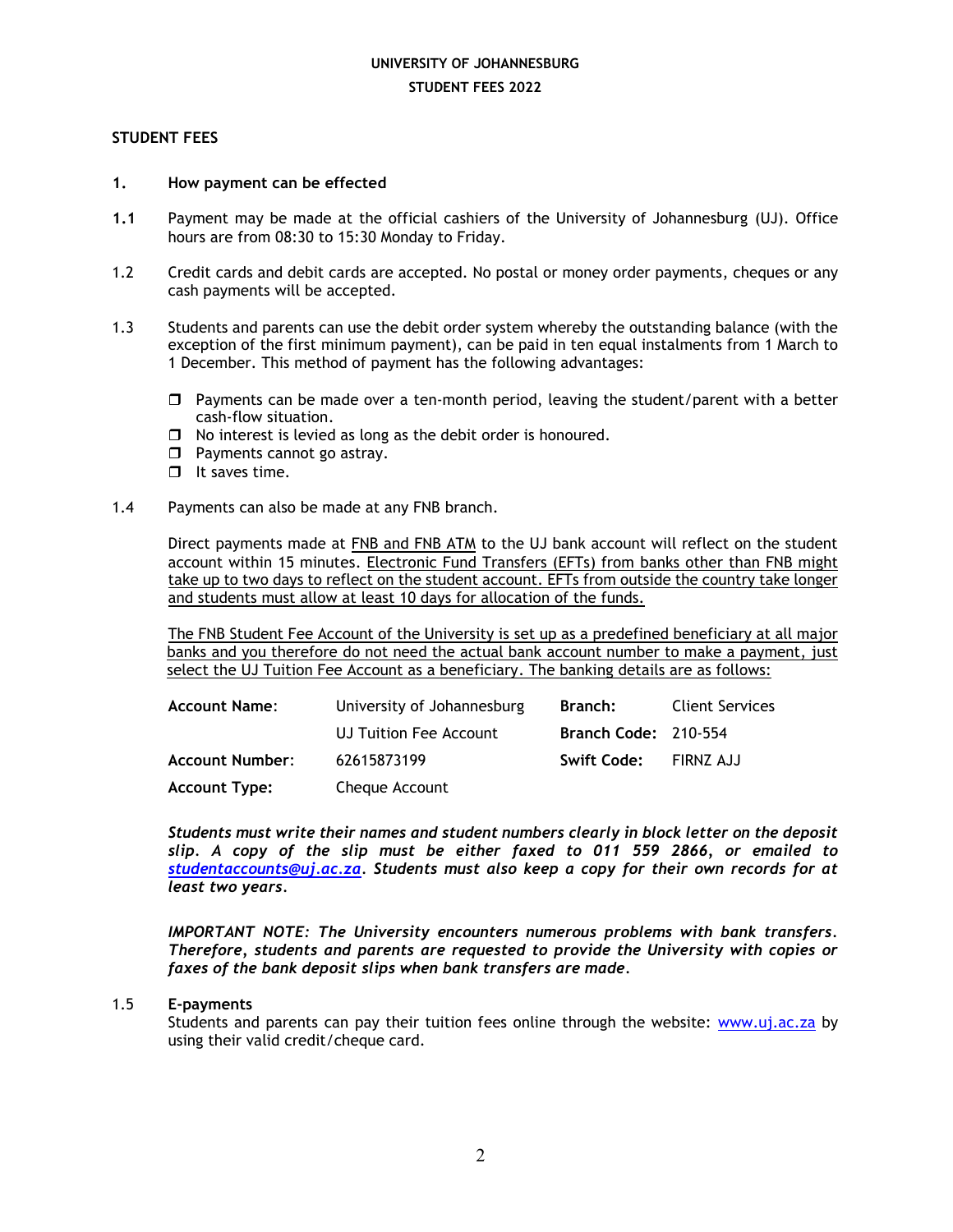**UNIVERSITY OF JOHANNESBURG**

**STUDENT FEES 2022**

## STUDENT FEES

### 1. How payment can be effected

**1.1** Payment may be made at the official cashiers of the University of Johannesburg (UJ). Office hours are from 08:30 to 15:30 Monday to Friday.

1.2 Credit cards and debit cards are accepted. No postal or money order payments, cheques or any cash payments will be accepted.

1.3 Students and parents can use the debit order system whereby the outstanding balance (with the exception of the first minimum payment), can be paid in ten equal instalments from 1 March to 1 December. This method of payment has the following advantages:

- Payments can be made over a ten-month period, leaving the student/parent with a better cash-flow situation.
- No interest is levied as long as the debit order is honoured.
- Payments cannot go astray.
- It saves time.

1.4 Payments can also be made at any FNB branch.

Direct payments made at FNB and FNB ATM to the UJ bank account will reflect on the student account within 15 minutes. Electronic Fund Transfers (EFTs) from banks other than FNB might take up to two days to reflect on the student account. EFTs from outside the country take longer and students must allow at least 10 days for allocation of the funds.

The FNB Student Fee Account of the University is set up as a predefined beneficiary at all major banks and you therefore do not need the actual bank account number to make a payment, just select the UJ Tuition Fee Account as a beneficiary. The banking details are as follows:

| | | | |
|---|---|---|---|
| **Account Name:** | University of Johannesburg | **Branch:** | Client Services |
| | UJ Tuition Fee Account | **Branch Code:** | 210-554 |
| **Account Number:** | 62615873199 | **Swift Code:** | FIRNZ AJJ |
| **Account Type:** | Cheque Account | | |

***Students must write their names and student numbers clearly in block letter on the deposit slip. A copy of the slip must be either faxed to 011 559 2866, or emailed to studentaccounts@uj.ac.za. Students must also keep a copy for their own records for at least two years.***

***IMPORTANT NOTE: The University encounters numerous problems with bank transfers. Therefore, students and parents are requested to provide the University with copies or faxes of the bank deposit slips when bank transfers are made.***

1.5 **E-payments**
Students and parents can pay their tuition fees online through the website: www.uj.ac.za by using their valid credit/cheque card.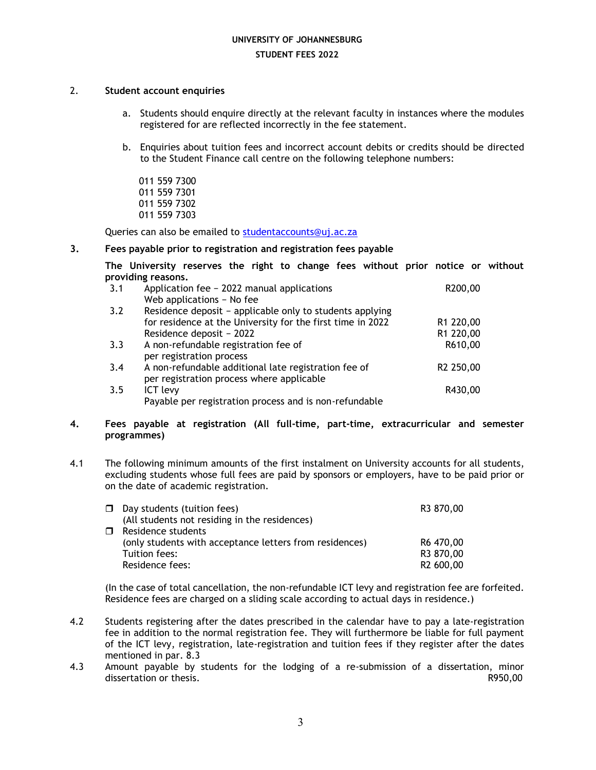## 2. Student account enquiries

a. Students should enquire directly at the relevant faculty in instances where the modules registered for are reflected incorrectly in the fee statement.

b. Enquiries about tuition fees and incorrect account debits or credits should be directed to the Student Finance call centre on the following telephone numbers:

011 559 7300
011 559 7301
011 559 7302
011 559 7303

Queries can also be emailed to studentaccounts@uj.ac.za

## 3. Fees payable prior to registration and registration fees payable

**The University reserves the right to change fees without prior notice or without providing reasons.**

| | | |
|---|---|---|
| 3.1 | Application fee – 2022 manual applications<br>Web applications – No fee | R200,00 |
| 3.2 | Residence deposit – applicable only to students applying for residence at the University for the first time in 2022 | R1 220,00 |
| | Residence deposit – 2022 | R1 220,00 |
| 3.3 | A non-refundable registration fee of per registration process | R610,00 |
| 3.4 | A non-refundable additional late registration fee of per registration process where applicable | R2 250,00 |
| 3.5 | ICT levy<br>Payable per registration process and is non-refundable | R430,00 |

## 4. Fees payable at registration (All full-time, part-time, extracurricular and semester programmes)

4.1 The following minimum amounts of the first instalment on University accounts for all students, excluding students whose full fees are paid by sponsors or employers, have to be paid prior or on the date of academic registration.

| | |
|---|---|
| ❒ Day students (tuition fees)<br>(All students not residing in the residences) | R3 870,00 |
| ❒ Residence students<br>(only students with acceptance letters from residences) | R6 470,00 |
| Tuition fees: | R3 870,00 |
| Residence fees: | R2 600,00 |

(In the case of total cancellation, the non-refundable ICT levy and registration fee are forfeited. Residence fees are charged on a sliding scale according to actual days in residence.)

4.2 Students registering after the dates prescribed in the calendar have to pay a late-registration fee in addition to the normal registration fee. They will furthermore be liable for full payment of the ICT levy, registration, late-registration and tuition fees if they register after the dates mentioned in par. 8.3

4.3 Amount payable by students for the lodging of a re-submission of a dissertation, minor dissertation or thesis. R950,00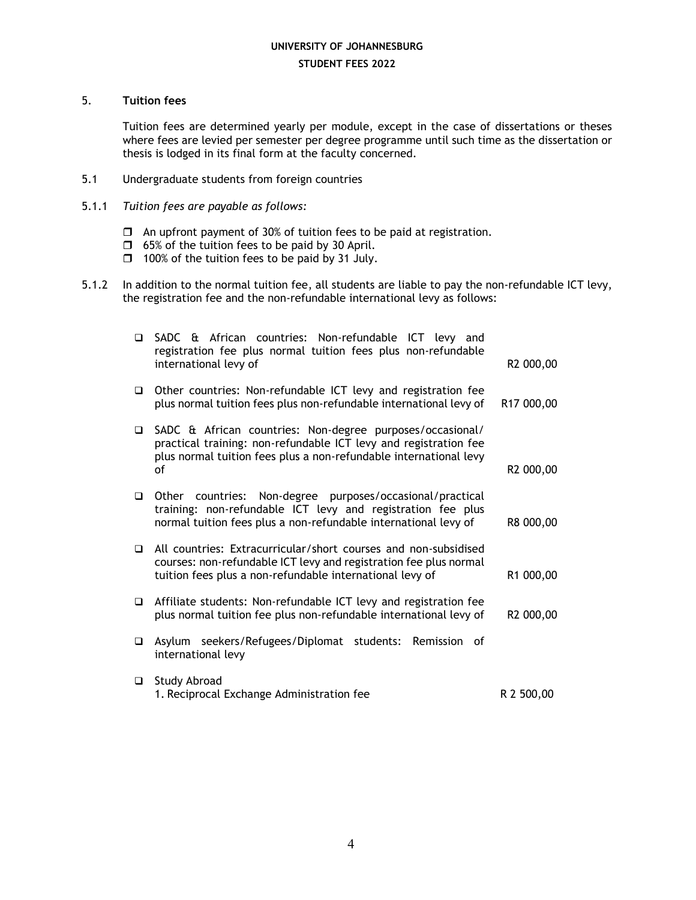## 5. Tuition fees

Tuition fees are determined yearly per module, except in the case of dissertations or theses where fees are levied per semester per degree programme until such time as the dissertation or thesis is lodged in its final form at the faculty concerned.

5.1 Undergraduate students from foreign countries

5.1.1 *Tuition fees are payable as follows:*

- An upfront payment of 30% of tuition fees to be paid at registration.
- 65% of the tuition fees to be paid by 30 April.
- 100% of the tuition fees to be paid by 31 July.

5.1.2 In addition to the normal tuition fee, all students are liable to pay the non-refundable ICT levy, the registration fee and the non-refundable international levy as follows:

| Description | Amount |
|---|---|
| SADC & African countries: Non-refundable ICT levy and registration fee plus normal tuition fees plus non-refundable international levy of | R2 000,00 |
| Other countries: Non-refundable ICT levy and registration fee plus normal tuition fees plus non-refundable international levy of | R17 000,00 |
| SADC & African countries: Non-degree purposes/occasional/ practical training: non-refundable ICT levy and registration fee plus normal tuition fees plus a non-refundable international levy of | R2 000,00 |
| Other countries: Non-degree purposes/occasional/practical training: non-refundable ICT levy and registration fee plus normal tuition fees plus a non-refundable international levy of | R8 000,00 |
| All countries: Extracurricular/short courses and non-subsidised courses: non-refundable ICT levy and registration fee plus normal tuition fees plus a non-refundable international levy of | R1 000,00 |
| Affiliate students: Non-refundable ICT levy and registration fee plus normal tuition fee plus non-refundable international levy of | R2 000,00 |
| Asylum seekers/Refugees/Diplomat students: Remission of international levy | |
| Study Abroad<br>1. Reciprocal Exchange Administration fee | R 2 500,00 |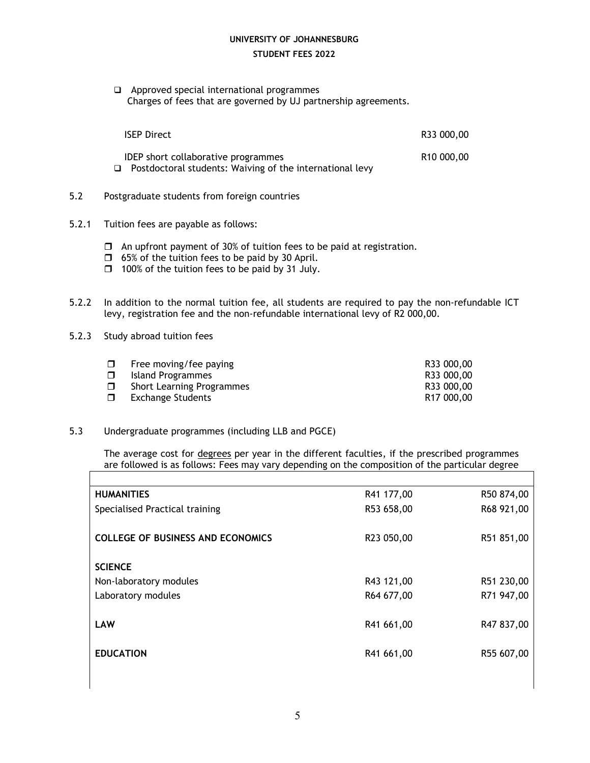- Approved special international programmes
  Charges of fees that are governed by UJ partnership agreements.

| | |
|---|---|
| ISEP Direct | R33 000,00 |
| IDEP short collaborative programmes | R10 000,00 |

- Postdoctoral students: Waiving of the international levy

5.2 Postgraduate students from foreign countries

5.2.1 Tuition fees are payable as follows:

- An upfront payment of 30% of tuition fees to be paid at registration.
- 65% of the tuition fees to be paid by 30 April.
- 100% of the tuition fees to be paid by 31 July.

5.2.2 In addition to the normal tuition fee, all students are required to pay the non-refundable ICT levy, registration fee and the non-refundable international levy of R2 000,00.

5.2.3 Study abroad tuition fees

| | |
|---|---|
| Free moving/fee paying | R33 000,00 |
| Island Programmes | R33 000,00 |
| Short Learning Programmes | R33 000,00 |
| Exchange Students | R17 000,00 |

5.3 Undergraduate programmes (including LLB and PGCE)

The average cost for <u>degrees</u> per year in the different faculties, if the prescribed programmes are followed is as follows: Fees may vary depending on the composition of the particular degree

| | | |
|---|---|---|
| **HUMANITIES** | R41 177,00 | R50 874,00 |
| Specialised Practical training | R53 658,00 | R68 921,00 |
| **COLLEGE OF BUSINESS AND ECONOMICS** | R23 050,00 | R51 851,00 |
| **SCIENCE** | | |
| Non-laboratory modules | R43 121,00 | R51 230,00 |
| Laboratory modules | R64 677,00 | R71 947,00 |
| **LAW** | R41 661,00 | R47 837,00 |
| **EDUCATION** | R41 661,00 | R55 607,00 |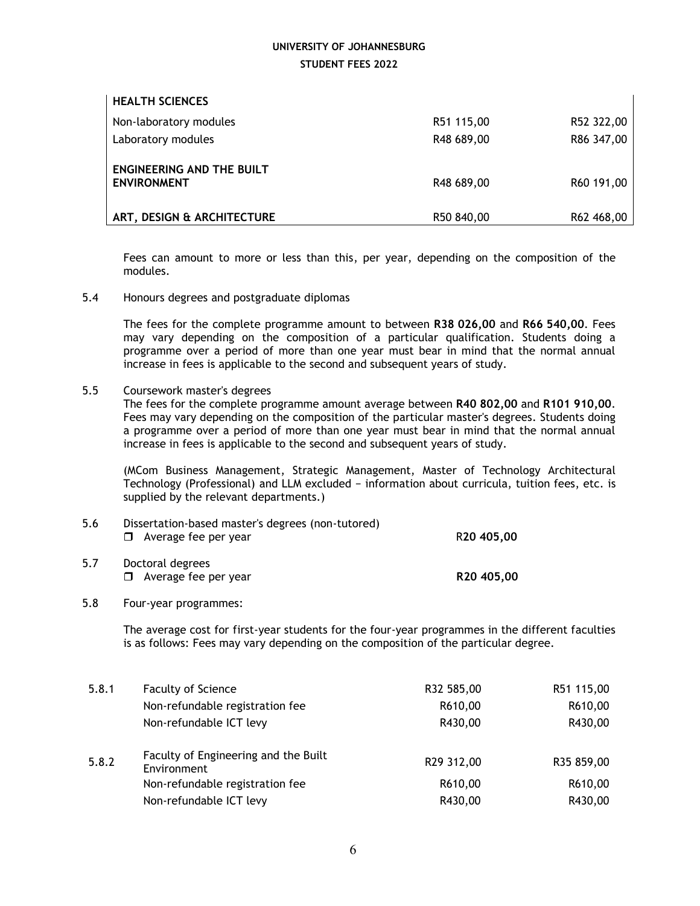| HEALTH SCIENCES | | |
|---|---|---|
| Non-laboratory modules | R51 115,00 | R52 322,00 |
| Laboratory modules | R48 689,00 | R86 347,00 |
| **ENGINEERING AND THE BUILT ENVIRONMENT** | R48 689,00 | R60 191,00 |
| **ART, DESIGN & ARCHITECTURE** | R50 840,00 | R62 468,00 |

Fees can amount to more or less than this, per year, depending on the composition of the modules.

5.4 Honours degrees and postgraduate diplomas

The fees for the complete programme amount to between **R38 026,00** and **R66 540,00**. Fees may vary depending on the composition of a particular qualification. Students doing a programme over a period of more than one year must bear in mind that the normal annual increase in fees is applicable to the second and subsequent years of study.

5.5 Coursework master's degrees

The fees for the complete programme amount average between **R40 802,00** and **R101 910,00**. Fees may vary depending on the composition of the particular master's degrees. Students doing a programme over a period of more than one year must bear in mind that the normal annual increase in fees is applicable to the second and subsequent years of study.

(MCom Business Management, Strategic Management, Master of Technology Architectural Technology (Professional) and LLM excluded – information about curricula, tuition fees, etc. is supplied by the relevant departments.)

5.6 Dissertation-based master's degrees (non-tutored)

- Average fee per year **R20 405,00**

5.7 Doctoral degrees

- Average fee per year **R20 405,00**

5.8 Four-year programmes:

The average cost for first-year students for the four-year programmes in the different faculties is as follows: Fees may vary depending on the composition of the particular degree.

| | | | |
|---|---|---|---|
| 5.8.1 | Faculty of Science | R32 585,00 | R51 115,00 |
| | Non-refundable registration fee | R610,00 | R610,00 |
| | Non-refundable ICT levy | R430,00 | R430,00 |
| 5.8.2 | Faculty of Engineering and the Built Environment | R29 312,00 | R35 859,00 |
| | Non-refundable registration fee | R610,00 | R610,00 |
| | Non-refundable ICT levy | R430,00 | R430,00 |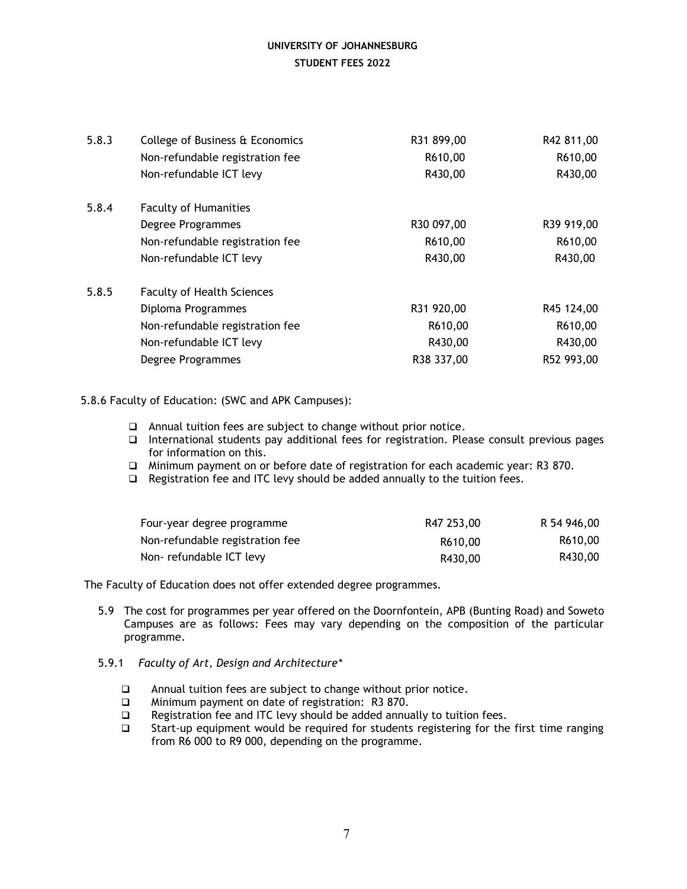| | | | |
|---|---|---|---|
| 5.8.3 | College of Business & Economics | R31 899,00 | R42 811,00 |
| | Non-refundable registration fee | R610,00 | R610,00 |
| | Non-refundable ICT levy | R430,00 | R430,00 |
| 5.8.4 | Faculty of Humanities | | |
| | Degree Programmes | R30 097,00 | R39 919,00 |
| | Non-refundable registration fee | R610,00 | R610,00 |
| | Non-refundable ICT levy | R430,00 | R430,00 |
| 5.8.5 | Faculty of Health Sciences | | |
| | Diploma Programmes | R31 920,00 | R45 124,00 |
| | Non-refundable registration fee | R610,00 | R610,00 |
| | Non-refundable ICT levy | R430,00 | R430,00 |
| | Degree Programmes | R38 337,00 | R52 993,00 |

5.8.6 Faculty of Education: (SWC and APK Campuses):

- Annual tuition fees are subject to change without prior notice.
- International students pay additional fees for registration. Please consult previous pages for information on this.
- Minimum payment on or before date of registration for each academic year: R3 870.
- Registration fee and ITC levy should be added annually to the tuition fees.

| | | |
|---|---|---|
| Four-year degree programme | R47 253,00 | R 54 946,00 |
| Non-refundable registration fee | R610,00 | R610,00 |
| Non- refundable ICT levy | R430,00 | R430,00 |

The Faculty of Education does not offer extended degree programmes.

5.9 The cost for programmes per year offered on the Doornfontein, APB (Bunting Road) and Soweto Campuses are as follows: Fees may vary depending on the composition of the particular programme.

5.9.1 *Faculty of Art, Design and Architecture\**

- Annual tuition fees are subject to change without prior notice.
- Minimum payment on date of registration: R3 870.
- Registration fee and ITC levy should be added annually to tuition fees.
- Start-up equipment would be required for students registering for the first time ranging from R6 000 to R9 000, depending on the programme.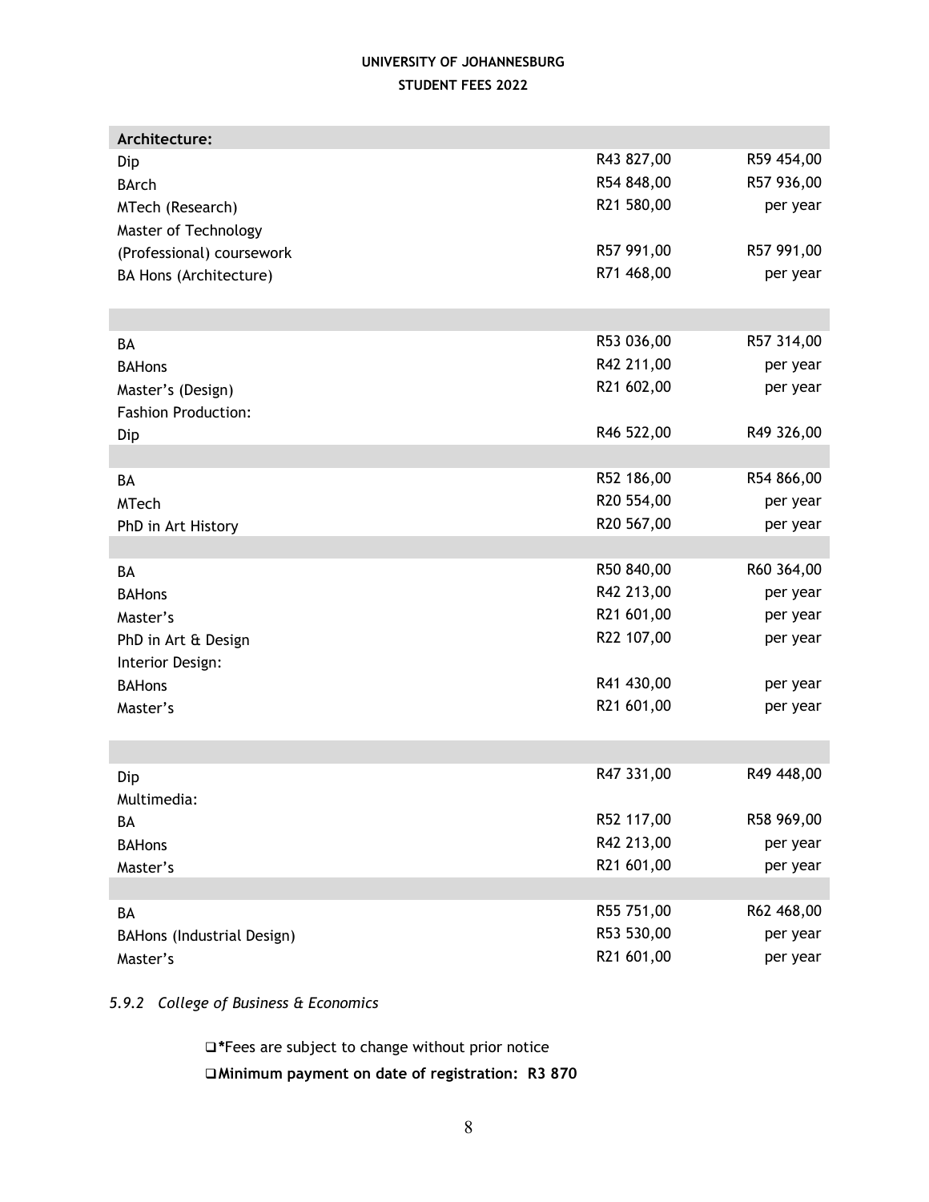UNIVERSITY OF JOHANNESBURG

STUDENT FEES 2022

| Architecture: | | |
|---|---|---|
| Dip | R43 827,00 | R59 454,00 |
| BArch | R54 848,00 | R57 936,00 |
| MTech (Research) | R21 580,00 | per year |
| Master of Technology | | |
| (Professional) coursework | R57 991,00 | R57 991,00 |
| BA Hons (Architecture) | R71 468,00 | per year |
| | | |
| BA | R53 036,00 | R57 314,00 |
| BAHons | R42 211,00 | per year |
| Master's (Design) | R21 602,00 | per year |
| Fashion Production: | | |
| Dip | R46 522,00 | R49 326,00 |
| | | |
| BA | R52 186,00 | R54 866,00 |
| MTech | R20 554,00 | per year |
| PhD in Art History | R20 567,00 | per year |
| | | |
| BA | R50 840,00 | R60 364,00 |
| BAHons | R42 213,00 | per year |
| Master's | R21 601,00 | per year |
| PhD in Art & Design | R22 107,00 | per year |
| Interior Design: | | |
| BAHons | R41 430,00 | per year |
| Master's | R21 601,00 | per year |
| | | |
| Dip | R47 331,00 | R49 448,00 |
| Multimedia: | | |
| BA | R52 117,00 | R58 969,00 |
| BAHons | R42 213,00 | per year |
| Master's | R21 601,00 | per year |
| | | |
| BA | R55 751,00 | R62 468,00 |
| BAHons (Industrial Design) | R53 530,00 | per year |
| Master's | R21 601,00 | per year |

*5.9.2 College of Business & Economics*

- ***Fees are subject to change without prior notice**
- **Minimum payment on date of registration: R3 870**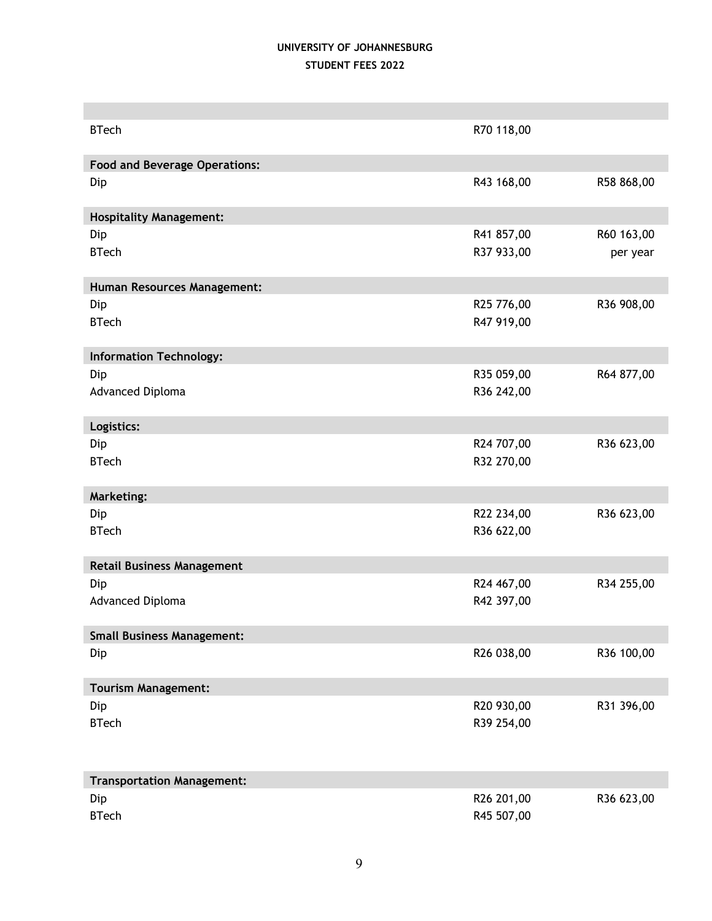**UNIVERSITY OF JOHANNESBURG**
**STUDENT FEES 2022**

| | | |
|---|---|---|
| BTech | R70 118,00 | |
| **Food and Beverage Operations:** | | |
| Dip | R43 168,00 | R58 868,00 |
| **Hospitality Management:** | | |
| Dip | R41 857,00 | R60 163,00 |
| BTech | R37 933,00 | per year |
| **Human Resources Management:** | | |
| Dip | R25 776,00 | R36 908,00 |
| BTech | R47 919,00 | |
| **Information Technology:** | | |
| Dip | R35 059,00 | R64 877,00 |
| Advanced Diploma | R36 242,00 | |
| **Logistics:** | | |
| Dip | R24 707,00 | R36 623,00 |
| BTech | R32 270,00 | |
| **Marketing:** | | |
| Dip | R22 234,00 | R36 623,00 |
| BTech | R36 622,00 | |
| **Retail Business Management** | | |
| Dip | R24 467,00 | R34 255,00 |
| Advanced Diploma | R42 397,00 | |
| **Small Business Management:** | | |
| Dip | R26 038,00 | R36 100,00 |
| **Tourism Management:** | | |
| Dip | R20 930,00 | R31 396,00 |
| BTech | R39 254,00 | |
| **Transportation Management:** | | |
| Dip | R26 201,00 | R36 623,00 |
| BTech | R45 507,00 | |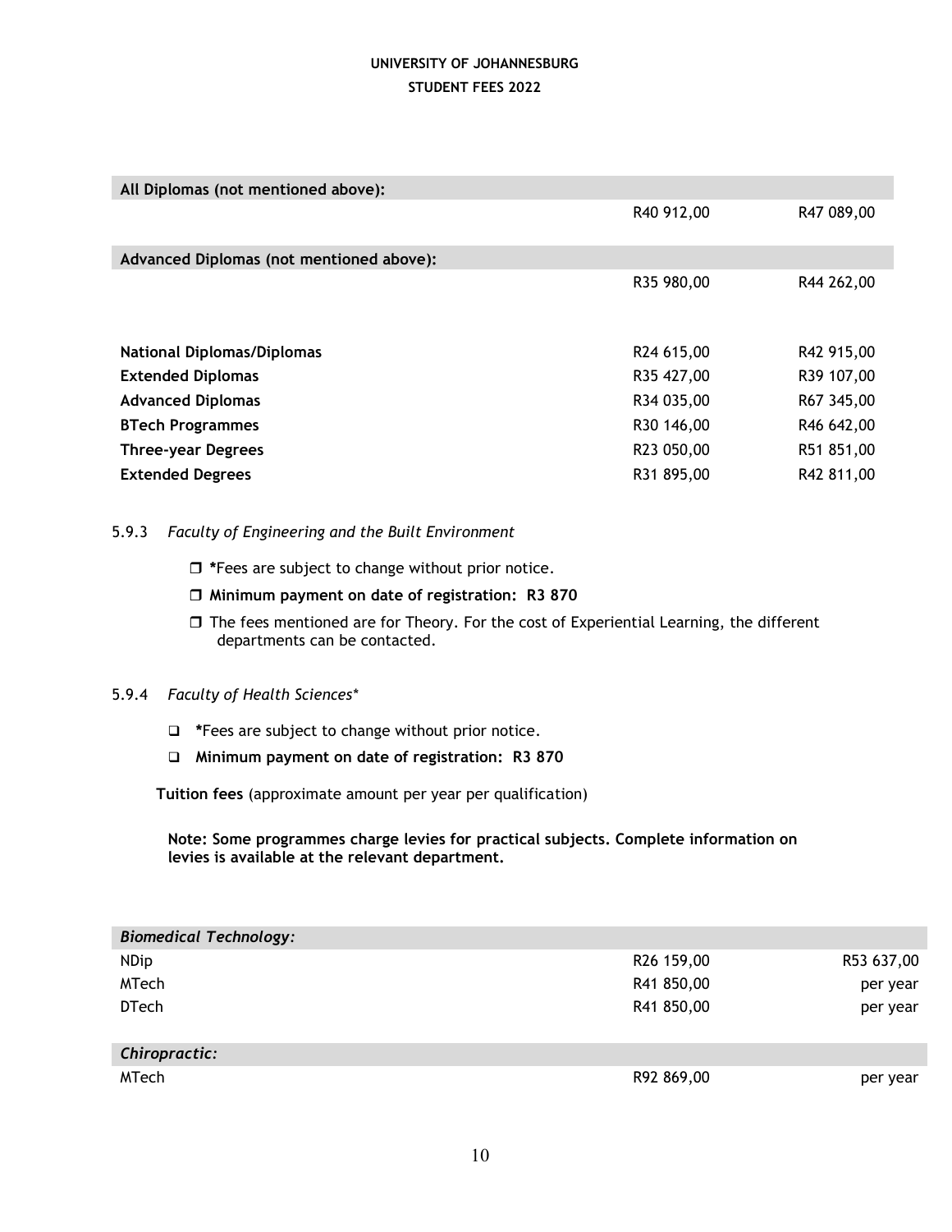| All Diplomas (not mentioned above): | | |
| --- | --- | --- |
| | R40 912,00 | R47 089,00 |
| **Advanced Diplomas (not mentioned above):** | | |
| | R35 980,00 | R44 262,00 |

| | | |
| --- | --- | --- |
| **National Diplomas/Diplomas** | R24 615,00 | R42 915,00 |
| **Extended Diplomas** | R35 427,00 | R39 107,00 |
| **Advanced Diplomas** | R34 035,00 | R67 345,00 |
| **BTech Programmes** | R30 146,00 | R46 642,00 |
| **Three-year Degrees** | R23 050,00 | R51 851,00 |
| **Extended Degrees** | R31 895,00 | R42 811,00 |

5.9.3 *Faculty of Engineering and the Built Environment*

- **\***Fees are subject to change without prior notice.
- **Minimum payment on date of registration: R3 870**
- The fees mentioned are for Theory. For the cost of Experiential Learning, the different departments can be contacted.

5.9.4 *Faculty of Health Sciences**

- **\***Fees are subject to change without prior notice.
- **Minimum payment on date of registration: R3 870**

**Tuition fees** (approximate amount per year per qualification)

**Note: Some programmes charge levies for practical subjects. Complete information on levies is available at the relevant department.**

| *Biomedical Technology:* | | |
| --- | --- | --- |
| NDip | R26 159,00 | R53 637,00 |
| MTech | R41 850,00 | per year |
| DTech | R41 850,00 | per year |
| *Chiropractic:* | | |
| MTech | R92 869,00 | per year |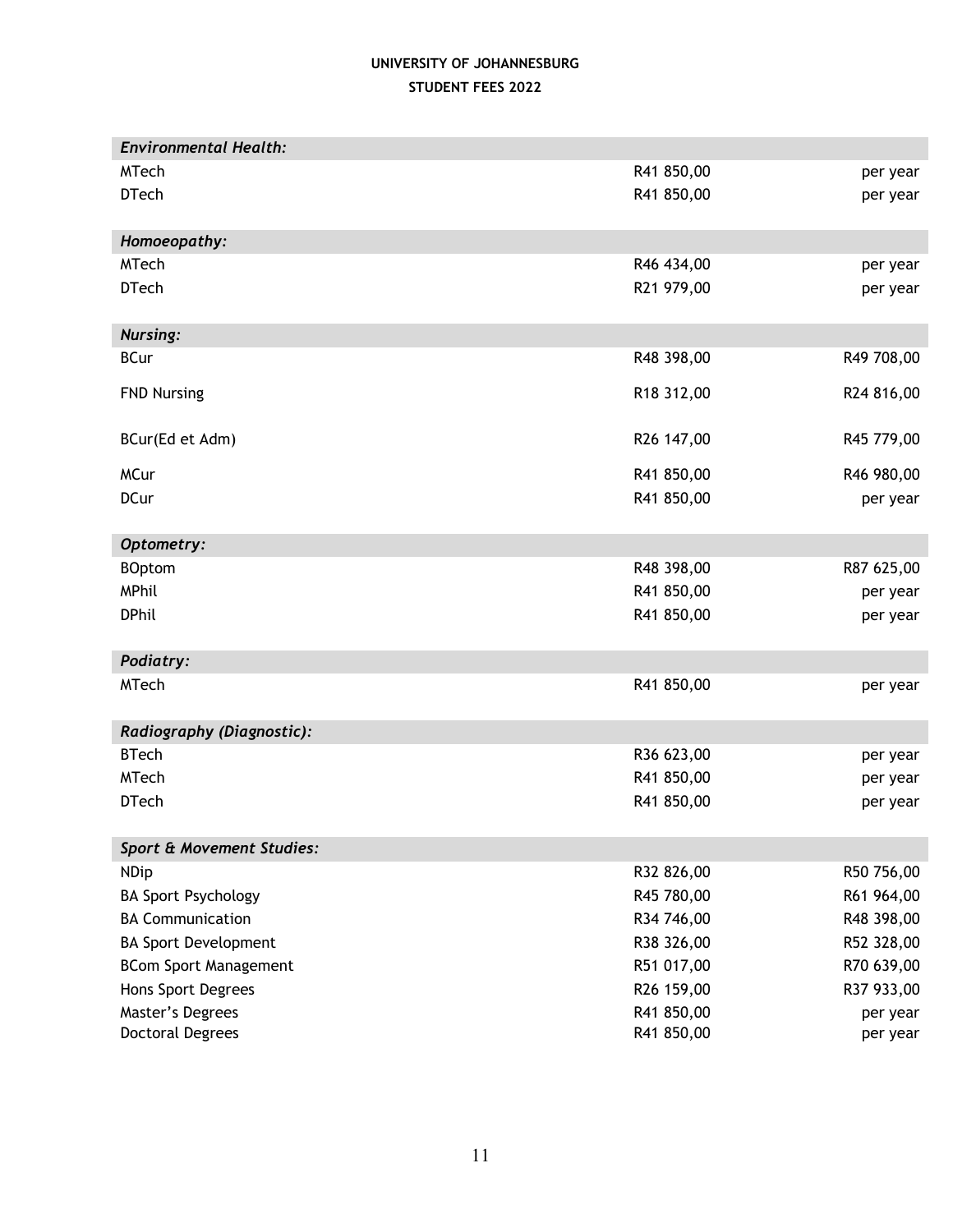# UNIVERSITY OF JOHANNESBURG

## STUDENT FEES 2022

| | | |
|---|---|---|
| ***Environmental Health:*** | | |
| MTech | R41 850,00 | per year |
| DTech | R41 850,00 | per year |
| ***Homoeopathy:*** | | |
| MTech | R46 434,00 | per year |
| DTech | R21 979,00 | per year |
| ***Nursing:*** | | |
| BCur | R48 398,00 | R49 708,00 |
| FND Nursing | R18 312,00 | R24 816,00 |
| BCur(Ed et Adm) | R26 147,00 | R45 779,00 |
| MCur | R41 850,00 | R46 980,00 |
| DCur | R41 850,00 | per year |
| ***Optometry:*** | | |
| BOptom | R48 398,00 | R87 625,00 |
| MPhil | R41 850,00 | per year |
| DPhil | R41 850,00 | per year |
| ***Podiatry:*** | | |
| MTech | R41 850,00 | per year |
| ***Radiography (Diagnostic):*** | | |
| BTech | R36 623,00 | per year |
| MTech | R41 850,00 | per year |
| DTech | R41 850,00 | per year |
| ***Sport & Movement Studies:*** | | |
| NDip | R32 826,00 | R50 756,00 |
| BA Sport Psychology | R45 780,00 | R61 964,00 |
| BA Communication | R34 746,00 | R48 398,00 |
| BA Sport Development | R38 326,00 | R52 328,00 |
| BCom Sport Management | R51 017,00 | R70 639,00 |
| Hons Sport Degrees | R26 159,00 | R37 933,00 |
| Master's Degrees | R41 850,00 | per year |
| Doctoral Degrees | R41 850,00 | per year |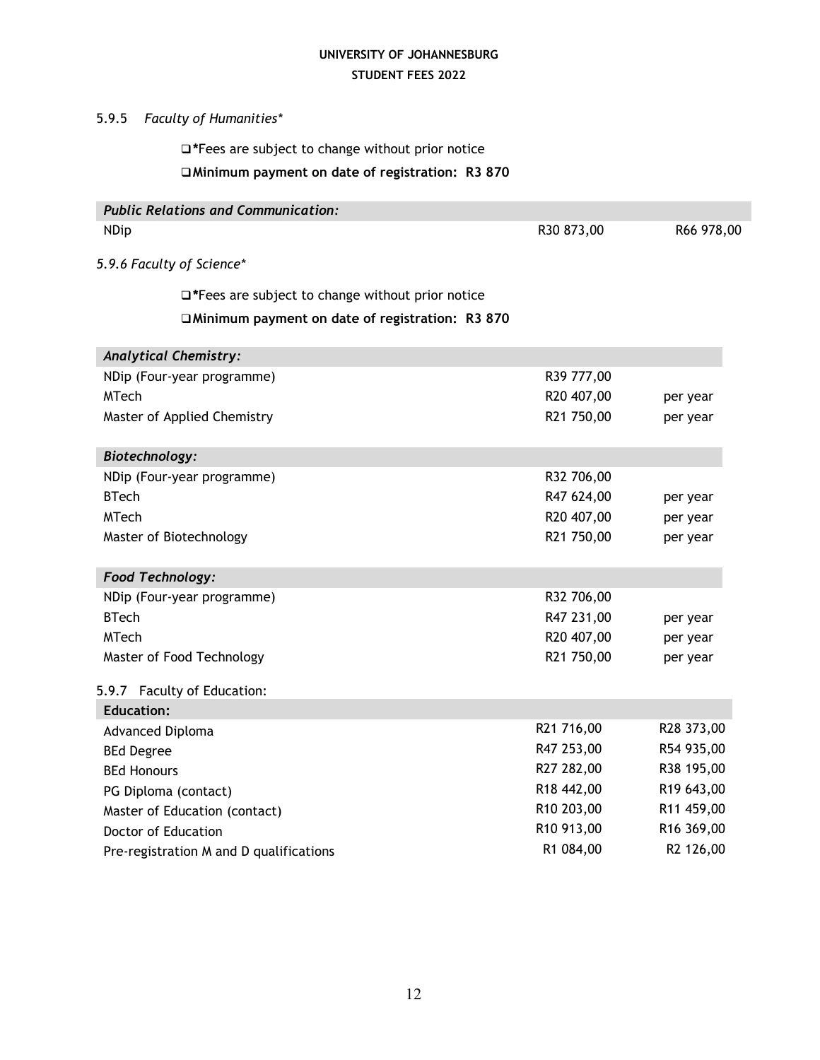### 5.9.5 *Faculty of Humanities**

- **\***Fees are subject to change without prior notice
- **Minimum payment on date of registration: R3 870**

| *Public Relations and Communication:* | | |
|---|---|---|
| NDip | R30 873,00 | R66 978,00 |

### *5.9.6 Faculty of Science**

- **\***Fees are subject to change without prior notice
- **Minimum payment on date of registration: R3 870**

| *Analytical Chemistry:* | | |
|---|---|---|
| NDip (Four-year programme) | R39 777,00 | |
| MTech | R20 407,00 | per year |
| Master of Applied Chemistry | R21 750,00 | per year |

| *Biotechnology:* | | |
|---|---|---|
| NDip (Four-year programme) | R32 706,00 | |
| BTech | R47 624,00 | per year |
| MTech | R20 407,00 | per year |
| Master of Biotechnology | R21 750,00 | per year |

| *Food Technology:* | | |
|---|---|---|
| NDip (Four-year programme) | R32 706,00 | |
| BTech | R47 231,00 | per year |
| MTech | R20 407,00 | per year |
| Master of Food Technology | R21 750,00 | per year |

### 5.9.7 Faculty of Education:

| **Education:** | | |
|---|---|---|
| Advanced Diploma | R21 716,00 | R28 373,00 |
| BEd Degree | R47 253,00 | R54 935,00 |
| BEd Honours | R27 282,00 | R38 195,00 |
| PG Diploma (contact) | R18 442,00 | R19 643,00 |
| Master of Education (contact) | R10 203,00 | R11 459,00 |
| Doctor of Education | R10 913,00 | R16 369,00 |
| Pre-registration M and D qualifications | R1 084,00 | R2 126,00 |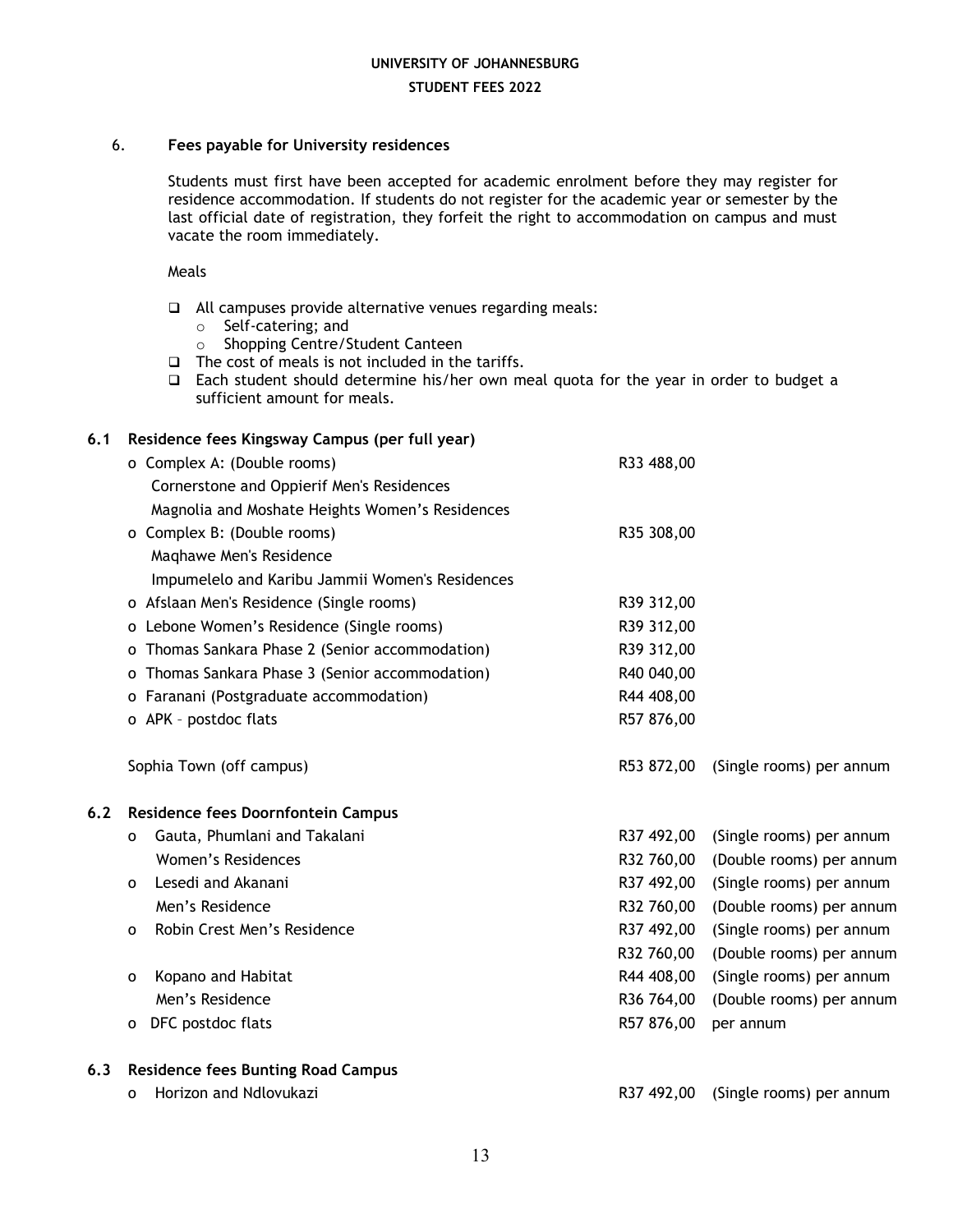UNIVERSITY OF JOHANNESBURG

STUDENT FEES 2022

## 6. Fees payable for University residences

Students must first have been accepted for academic enrolment before they may register for residence accommodation. If students do not register for the academic year or semester by the last official date of registration, they forfeit the right to accommodation on campus and must vacate the room immediately.

Meals

- All campuses provide alternative venues regarding meals:
  - Self-catering; and
  - Shopping Centre/Student Canteen
- The cost of meals is not included in the tariffs.
- Each student should determine his/her own meal quota for the year in order to budget a sufficient amount for meals.

### 6.1 Residence fees Kingsway Campus (per full year)

| Residence | Fee | |
|---|---|---|
| Complex A: (Double rooms) | R33 488,00 | |
| Cornerstone and Oppierif Men's Residences | | |
| Magnolia and Moshate Heights Women's Residences | | |
| Complex B: (Double rooms) | R35 308,00 | |
| Maqhawe Men's Residence | | |
| Impumelelo and Karibu Jammii Women's Residences | | |
| Afslaan Men's Residence (Single rooms) | R39 312,00 | |
| Lebone Women's Residence (Single rooms) | R39 312,00 | |
| Thomas Sankara Phase 2 (Senior accommodation) | R39 312,00 | |
| Thomas Sankara Phase 3 (Senior accommodation) | R40 040,00 | |
| Faranani (Postgraduate accommodation) | R44 408,00 | |
| APK – postdoc flats | R57 876,00 | |
| Sophia Town (off campus) | R53 872,00 | (Single rooms) per annum |

### 6.2 Residence fees Doornfontein Campus

| Residence | Fee | |
|---|---|---|
| Gauta, Phumlani and Takalani | R37 492,00 | (Single rooms) per annum |
| Women's Residences | R32 760,00 | (Double rooms) per annum |
| Lesedi and Akanani | R37 492,00 | (Single rooms) per annum |
| Men's Residence | R32 760,00 | (Double rooms) per annum |
| Robin Crest Men's Residence | R37 492,00 | (Single rooms) per annum |
| | R32 760,00 | (Double rooms) per annum |
| Kopano and Habitat | R44 408,00 | (Single rooms) per annum |
| Men's Residence | R36 764,00 | (Double rooms) per annum |
| DFC postdoc flats | R57 876,00 | per annum |

### 6.3 Residence fees Bunting Road Campus

| Residence | Fee | |
|---|---|---|
| Horizon and Ndlovukazi | R37 492,00 | (Single rooms) per annum |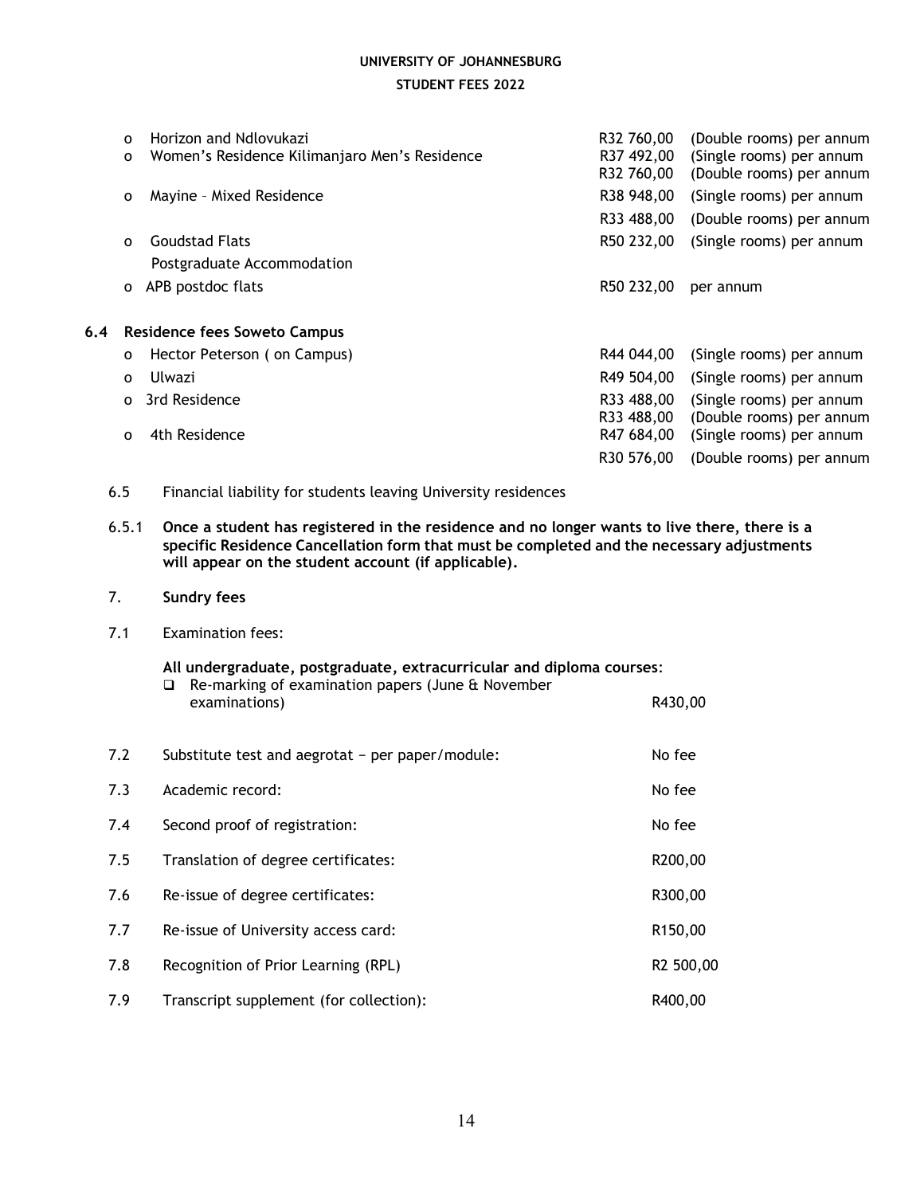- Horizon and Ndlovukazi — R32 760,00 (Double rooms) per annum
- Women's Residence Kilimanjaro Men's Residence — R37 492,00 (Single rooms) per annum; R32 760,00 (Double rooms) per annum
- Mayine – Mixed Residence — R38 948,00 (Single rooms) per annum; R33 488,00 (Double rooms) per annum
- Goudstad Flats — R50 232,00 (Single rooms) per annum

  Postgraduate Accommodation
- APB postdoc flats — R50 232,00 per annum

### 6.4 Residence fees Soweto Campus

- Hector Peterson ( on Campus) — R44 044,00 (Single rooms) per annum
- Ulwazi — R49 504,00 (Single rooms) per annum
- 3rd Residence — R33 488,00 (Single rooms) per annum; R33 488,00 (Double rooms) per annum
- 4th Residence — R47 684,00 (Single rooms) per annum; R30 576,00 (Double rooms) per annum

6.5 Financial liability for students leaving University residences

6.5.1 **Once a student has registered in the residence and no longer wants to live there, there is a specific Residence Cancellation form that must be completed and the necessary adjustments will appear on the student account (if applicable).**

## 7. Sundry fees

7.1 Examination fees:

**All undergraduate, postgraduate, extracurricular and diploma courses**:

- Re-marking of examination papers (June & November examinations) — R430,00

| | | |
|---|---|---|
| 7.2 | Substitute test and aegrotat – per paper/module: | No fee |
| 7.3 | Academic record: | No fee |
| 7.4 | Second proof of registration: | No fee |
| 7.5 | Translation of degree certificates: | R200,00 |
| 7.6 | Re-issue of degree certificates: | R300,00 |
| 7.7 | Re-issue of University access card: | R150,00 |
| 7.8 | Recognition of Prior Learning (RPL) | R2 500,00 |
| 7.9 | Transcript supplement (for collection): | R400,00 |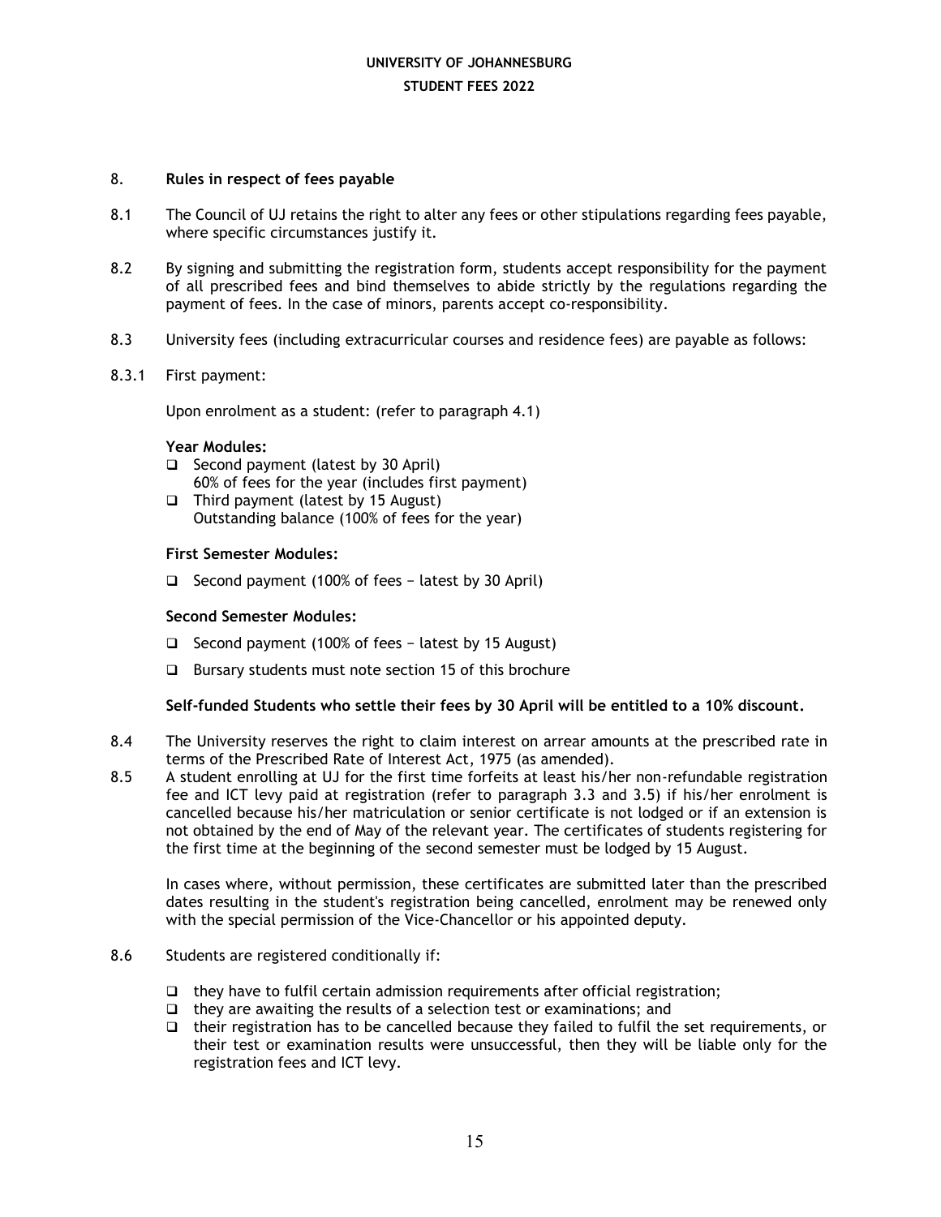## 8. Rules in respect of fees payable

8.1 The Council of UJ retains the right to alter any fees or other stipulations regarding fees payable, where specific circumstances justify it.

8.2 By signing and submitting the registration form, students accept responsibility for the payment of all prescribed fees and bind themselves to abide strictly by the regulations regarding the payment of fees. In the case of minors, parents accept co-responsibility.

8.3 University fees (including extracurricular courses and residence fees) are payable as follows:

8.3.1 First payment:

Upon enrolment as a student: (refer to paragraph 4.1)

**Year Modules:**

- Second payment (latest by 30 April)
  60% of fees for the year (includes first payment)
- Third payment (latest by 15 August)
  Outstanding balance (100% of fees for the year)

**First Semester Modules:**

- Second payment (100% of fees − latest by 30 April)

**Second Semester Modules:**

- Second payment (100% of fees − latest by 15 August)
- Bursary students must note section 15 of this brochure

**Self-funded Students who settle their fees by 30 April will be entitled to a 10% discount.**

8.4 The University reserves the right to claim interest on arrear amounts at the prescribed rate in terms of the Prescribed Rate of Interest Act, 1975 (as amended).

8.5 A student enrolling at UJ for the first time forfeits at least his/her non-refundable registration fee and ICT levy paid at registration (refer to paragraph 3.3 and 3.5) if his/her enrolment is cancelled because his/her matriculation or senior certificate is not lodged or if an extension is not obtained by the end of May of the relevant year. The certificates of students registering for the first time at the beginning of the second semester must be lodged by 15 August.

In cases where, without permission, these certificates are submitted later than the prescribed dates resulting in the student's registration being cancelled, enrolment may be renewed only with the special permission of the Vice-Chancellor or his appointed deputy.

8.6 Students are registered conditionally if:

- they have to fulfil certain admission requirements after official registration;
- they are awaiting the results of a selection test or examinations; and
- their registration has to be cancelled because they failed to fulfil the set requirements, or their test or examination results were unsuccessful, then they will be liable only for the registration fees and ICT levy.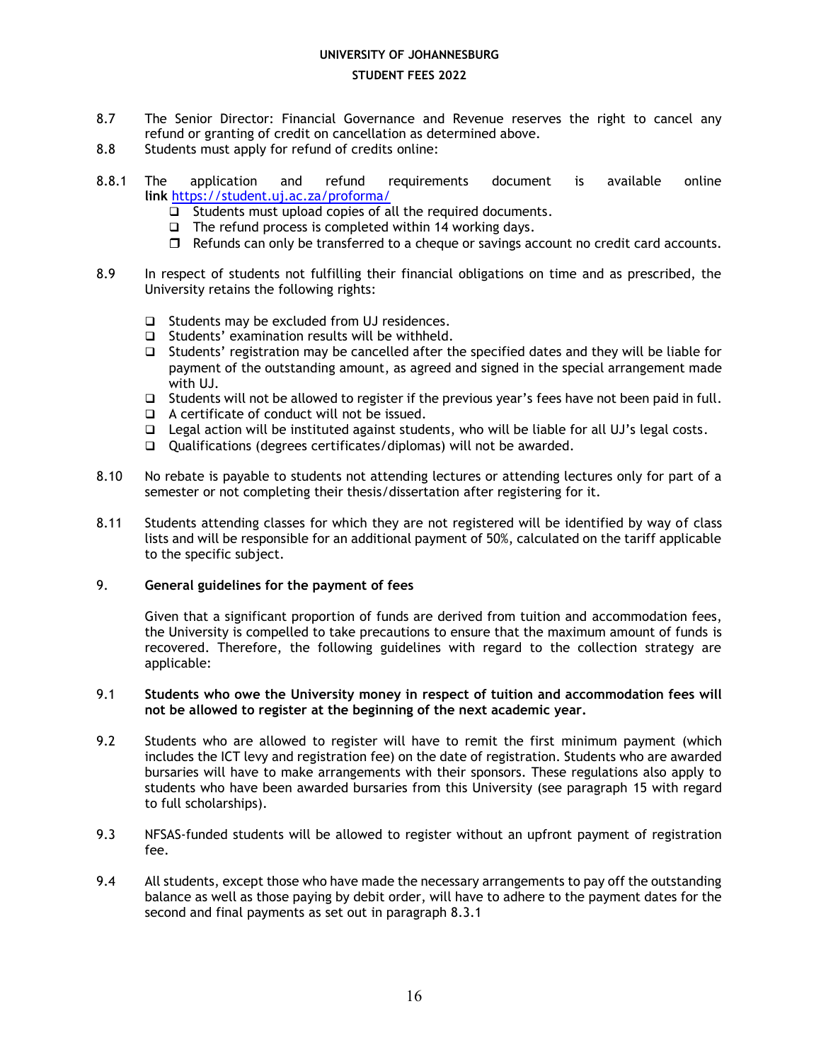8.7 The Senior Director: Financial Governance and Revenue reserves the right to cancel any refund or granting of credit on cancellation as determined above.

8.8 Students must apply for refund of credits online:

8.8.1 The application and refund requirements document is available online **link** https://student.uj.ac.za/proforma/

- Students must upload copies of all the required documents.
- The refund process is completed within 14 working days.
- Refunds can only be transferred to a cheque or savings account no credit card accounts.

8.9 In respect of students not fulfilling their financial obligations on time and as prescribed, the University retains the following rights:

- Students may be excluded from UJ residences.
- Students' examination results will be withheld.
- Students' registration may be cancelled after the specified dates and they will be liable for payment of the outstanding amount, as agreed and signed in the special arrangement made with UJ.
- Students will not be allowed to register if the previous year's fees have not been paid in full.
- A certificate of conduct will not be issued.
- Legal action will be instituted against students, who will be liable for all UJ's legal costs.
- Qualifications (degrees certificates/diplomas) will not be awarded.

8.10 No rebate is payable to students not attending lectures or attending lectures only for part of a semester or not completing their thesis/dissertation after registering for it.

8.11 Students attending classes for which they are not registered will be identified by way of class lists and will be responsible for an additional payment of 50%, calculated on the tariff applicable to the specific subject.

## 9. General guidelines for the payment of fees

Given that a significant proportion of funds are derived from tuition and accommodation fees, the University is compelled to take precautions to ensure that the maximum amount of funds is recovered. Therefore, the following guidelines with regard to the collection strategy are applicable:

9.1 **Students who owe the University money in respect of tuition and accommodation fees will not be allowed to register at the beginning of the next academic year.**

9.2 Students who are allowed to register will have to remit the first minimum payment (which includes the ICT levy and registration fee) on the date of registration. Students who are awarded bursaries will have to make arrangements with their sponsors. These regulations also apply to students who have been awarded bursaries from this University (see paragraph 15 with regard to full scholarships).

9.3 NFSAS-funded students will be allowed to register without an upfront payment of registration fee.

9.4 All students, except those who have made the necessary arrangements to pay off the outstanding balance as well as those paying by debit order, will have to adhere to the payment dates for the second and final payments as set out in paragraph 8.3.1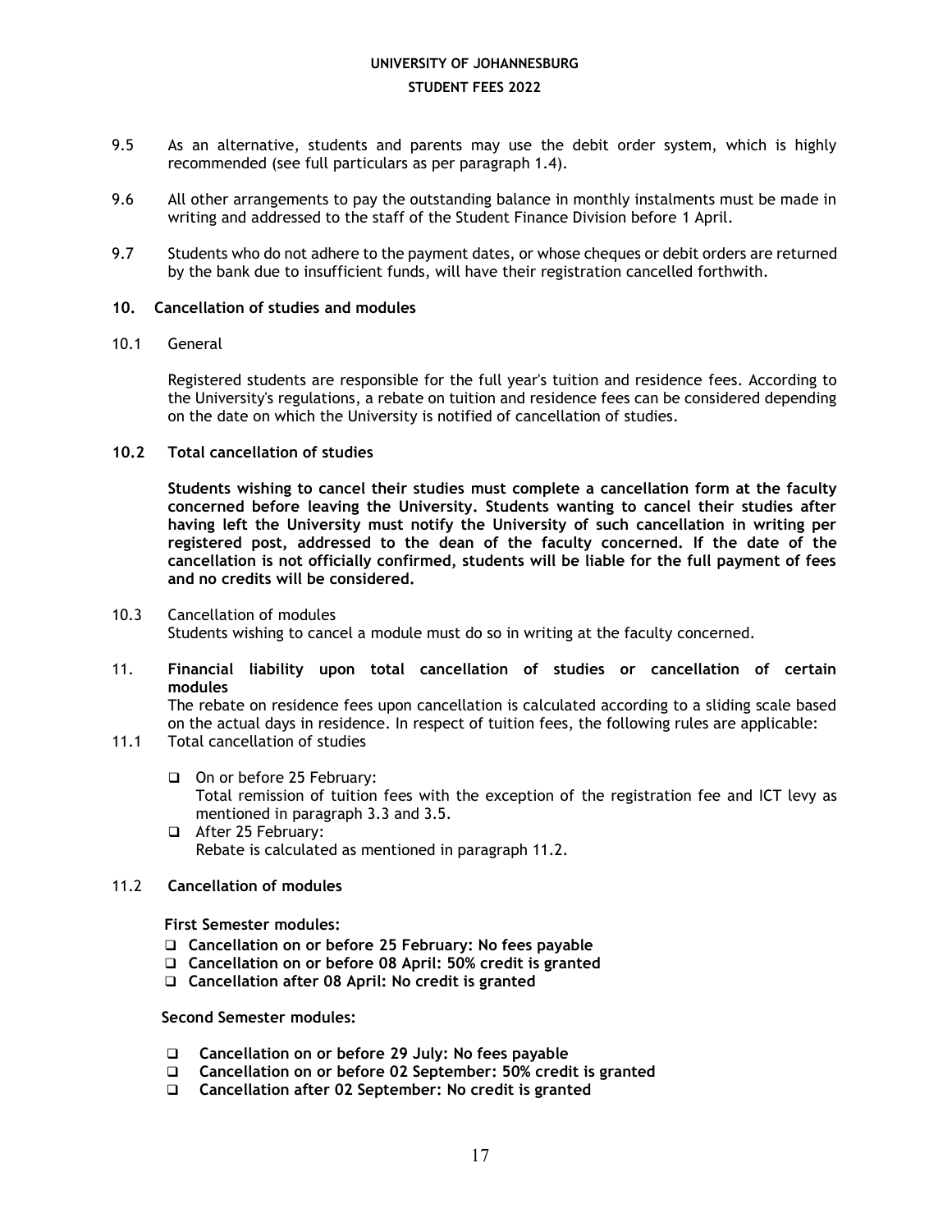9.5 As an alternative, students and parents may use the debit order system, which is highly recommended (see full particulars as per paragraph 1.4).

9.6 All other arrangements to pay the outstanding balance in monthly instalments must be made in writing and addressed to the staff of the Student Finance Division before 1 April.

9.7 Students who do not adhere to the payment dates, or whose cheques or debit orders are returned by the bank due to insufficient funds, will have their registration cancelled forthwith.

## 10. Cancellation of studies and modules

10.1 General

Registered students are responsible for the full year's tuition and residence fees. According to the University's regulations, a rebate on tuition and residence fees can be considered depending on the date on which the University is notified of cancellation of studies.

### 10.2 Total cancellation of studies

**Students wishing to cancel their studies must complete a cancellation form at the faculty concerned before leaving the University. Students wanting to cancel their studies after having left the University must notify the University of such cancellation in writing per registered post, addressed to the dean of the faculty concerned. If the date of the cancellation is not officially confirmed, students will be liable for the full payment of fees and no credits will be considered.**

10.3 Cancellation of modules

Students wishing to cancel a module must do so in writing at the faculty concerned.

## 11. Financial liability upon total cancellation of studies or cancellation of certain modules

The rebate on residence fees upon cancellation is calculated according to a sliding scale based on the actual days in residence. In respect of tuition fees, the following rules are applicable:

11.1 Total cancellation of studies

- On or before 25 February:
  Total remission of tuition fees with the exception of the registration fee and ICT levy as mentioned in paragraph 3.3 and 3.5.
- After 25 February:
  Rebate is calculated as mentioned in paragraph 11.2.

### 11.2 Cancellation of modules

**First Semester modules:**

- **Cancellation on or before 25 February: No fees payable**
- **Cancellation on or before 08 April: 50% credit is granted**
- **Cancellation after 08 April: No credit is granted**

**Second Semester modules:**

- **Cancellation on or before 29 July: No fees payable**
- **Cancellation on or before 02 September: 50% credit is granted**
- **Cancellation after 02 September: No credit is granted**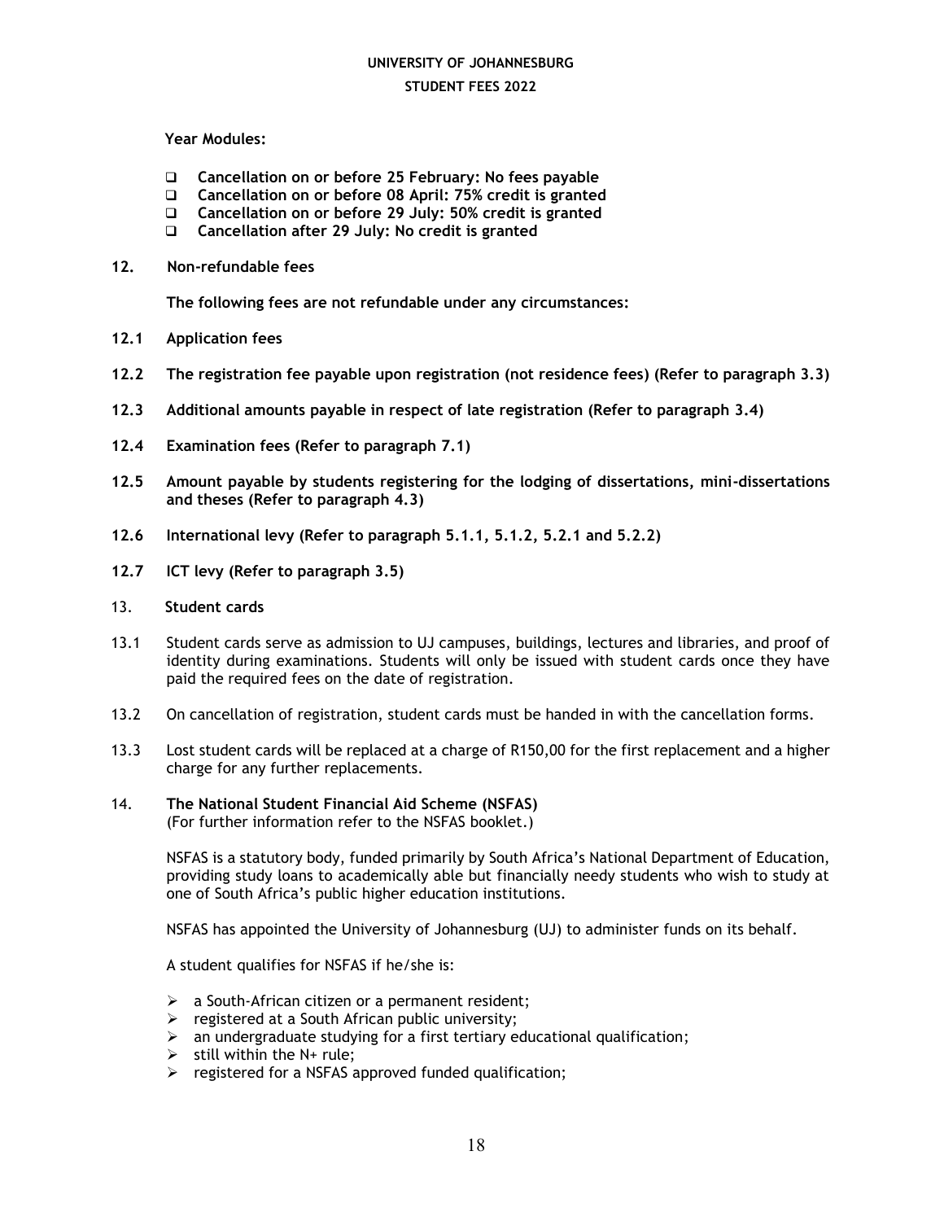**Year Modules:**

- **Cancellation on or before 25 February: No fees payable**
- **Cancellation on or before 08 April: 75% credit is granted**
- **Cancellation on or before 29 July: 50% credit is granted**
- **Cancellation after 29 July: No credit is granted**

## 12. Non-refundable fees

**The following fees are not refundable under any circumstances:**

**12.1 Application fees**

**12.2 The registration fee payable upon registration (not residence fees) (Refer to paragraph 3.3)**

**12.3 Additional amounts payable in respect of late registration (Refer to paragraph 3.4)**

**12.4 Examination fees (Refer to paragraph 7.1)**

**12.5 Amount payable by students registering for the lodging of dissertations, mini-dissertations and theses (Refer to paragraph 4.3)**

**12.6 International levy (Refer to paragraph 5.1.1, 5.1.2, 5.2.1 and 5.2.2)**

**12.7 ICT levy (Refer to paragraph 3.5)**

## 13. Student cards

13.1 Student cards serve as admission to UJ campuses, buildings, lectures and libraries, and proof of identity during examinations. Students will only be issued with student cards once they have paid the required fees on the date of registration.

13.2 On cancellation of registration, student cards must be handed in with the cancellation forms.

13.3 Lost student cards will be replaced at a charge of R150,00 for the first replacement and a higher charge for any further replacements.

## 14. The National Student Financial Aid Scheme (NSFAS)

(For further information refer to the NSFAS booklet.)

NSFAS is a statutory body, funded primarily by South Africa's National Department of Education, providing study loans to academically able but financially needy students who wish to study at one of South Africa's public higher education institutions.

NSFAS has appointed the University of Johannesburg (UJ) to administer funds on its behalf.

A student qualifies for NSFAS if he/she is:

- a South-African citizen or a permanent resident;
- registered at a South African public university;
- an undergraduate studying for a first tertiary educational qualification;
- still within the N+ rule;
- registered for a NSFAS approved funded qualification;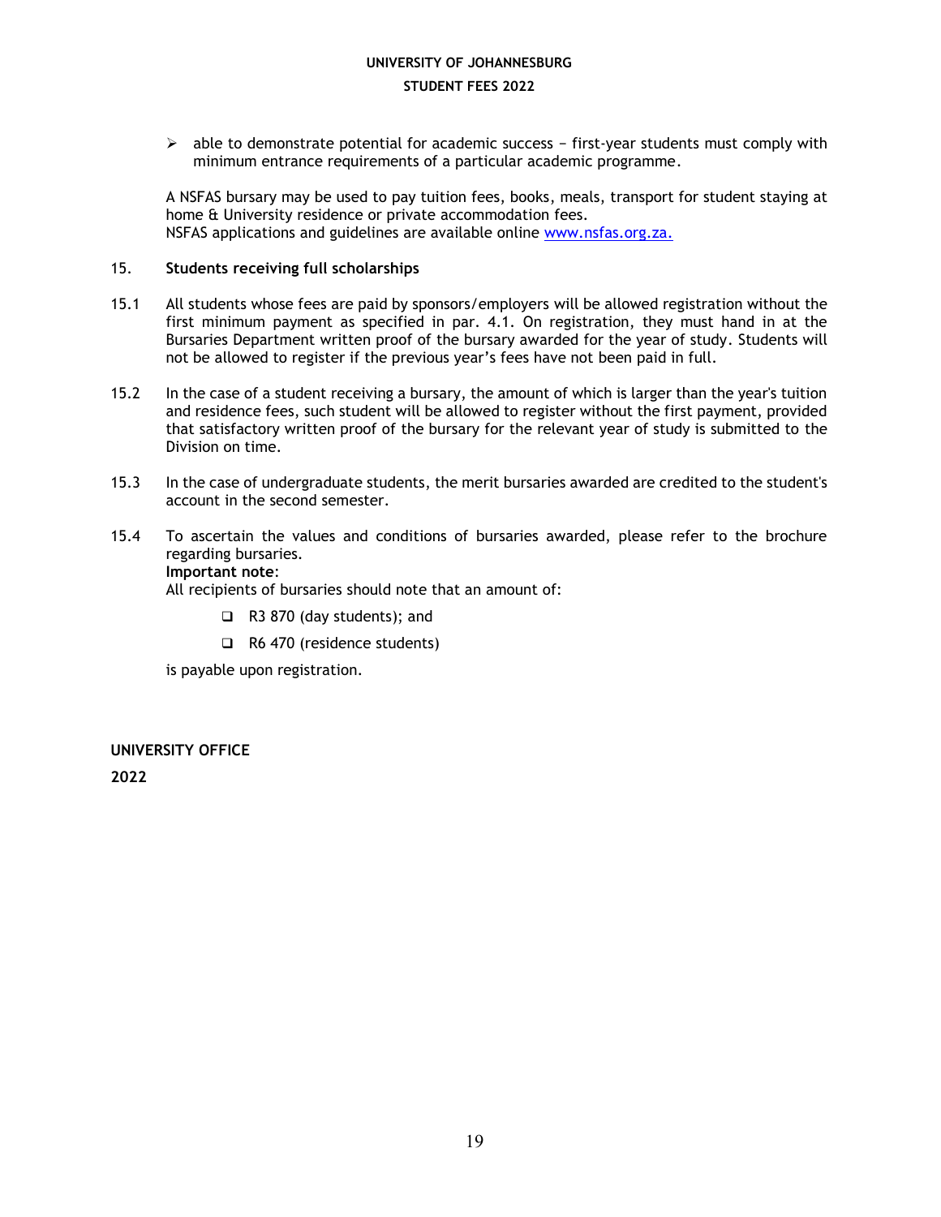- able to demonstrate potential for academic success – first-year students must comply with minimum entrance requirements of a particular academic programme.

A NSFAS bursary may be used to pay tuition fees, books, meals, transport for student staying at home & University residence or private accommodation fees.
NSFAS applications and guidelines are available online www.nsfas.org.za.

## 15. Students receiving full scholarships

15.1 All students whose fees are paid by sponsors/employers will be allowed registration without the first minimum payment as specified in par. 4.1. On registration, they must hand in at the Bursaries Department written proof of the bursary awarded for the year of study. Students will not be allowed to register if the previous year's fees have not been paid in full.

15.2 In the case of a student receiving a bursary, the amount of which is larger than the year's tuition and residence fees, such student will be allowed to register without the first payment, provided that satisfactory written proof of the bursary for the relevant year of study is submitted to the Division on time.

15.3 In the case of undergraduate students, the merit bursaries awarded are credited to the student's account in the second semester.

15.4 To ascertain the values and conditions of bursaries awarded, please refer to the brochure regarding bursaries.
**Important note**:
All recipients of bursaries should note that an amount of:

- R3 870 (day students); and
- R6 470 (residence students)

is payable upon registration.

**UNIVERSITY OFFICE**

**2022**